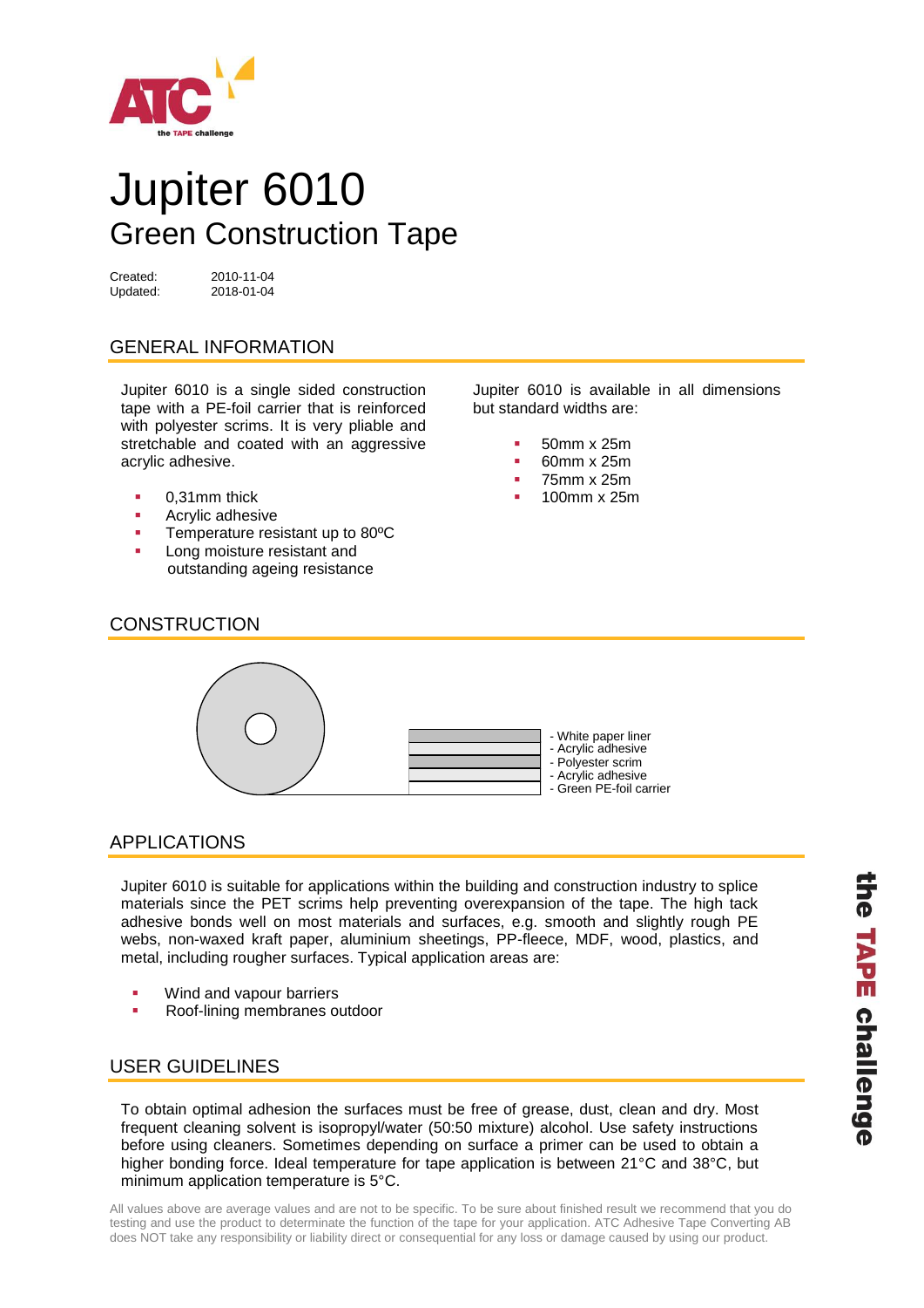# Jupiter 6010

## Green Construction Tape

Created: 2010-11-04
Updated: 2018-01-04

## GENERAL INFORMATION

Jupiter 6010 is a single sided construction tape with a PE-foil carrier that is reinforced with polyester scrims. It is very pliable and stretchable and coated with an aggressive acrylic adhesive.

- 0,31mm thick
- Acrylic adhesive
- Temperature resistant up to 80ºC
- Long moisture resistant and outstanding ageing resistance

Jupiter 6010 is available in all dimensions but standard widths are:

- 50mm x 25m
- 60mm x 25m
- 75mm x 25m
- 100mm x 25m

## CONSTRUCTION

- White paper liner
- Acrylic adhesive
- Polyester scrim
- Acrylic adhesive
- Green PE-foil carrier

## APPLICATIONS

Jupiter 6010 is suitable for applications within the building and construction industry to splice materials since the PET scrims help preventing overexpansion of the tape. The high tack adhesive bonds well on most materials and surfaces, e.g. smooth and slightly rough PE webs, non-waxed kraft paper, aluminium sheetings, PP-fleece, MDF, wood, plastics, and metal, including rougher surfaces. Typical application areas are:

- Wind and vapour barriers
- Roof-lining membranes outdoor

## USER GUIDELINES

To obtain optimal adhesion the surfaces must be free of grease, dust, clean and dry. Most frequent cleaning solvent is isopropyl/water (50:50 mixture) alcohol. Use safety instructions before using cleaners. Sometimes depending on surface a primer can be used to obtain a higher bonding force. Ideal temperature for tape application is between 21°C and 38°C, but minimum application temperature is 5°C.

All values above are average values and are not to be specific. To be sure about finished result we recommend that you do testing and use the product to determinate the function of the tape for your application. ATC Adhesive Tape Converting AB does NOT take any responsibility or liability direct or consequential for any loss or damage caused by using our product.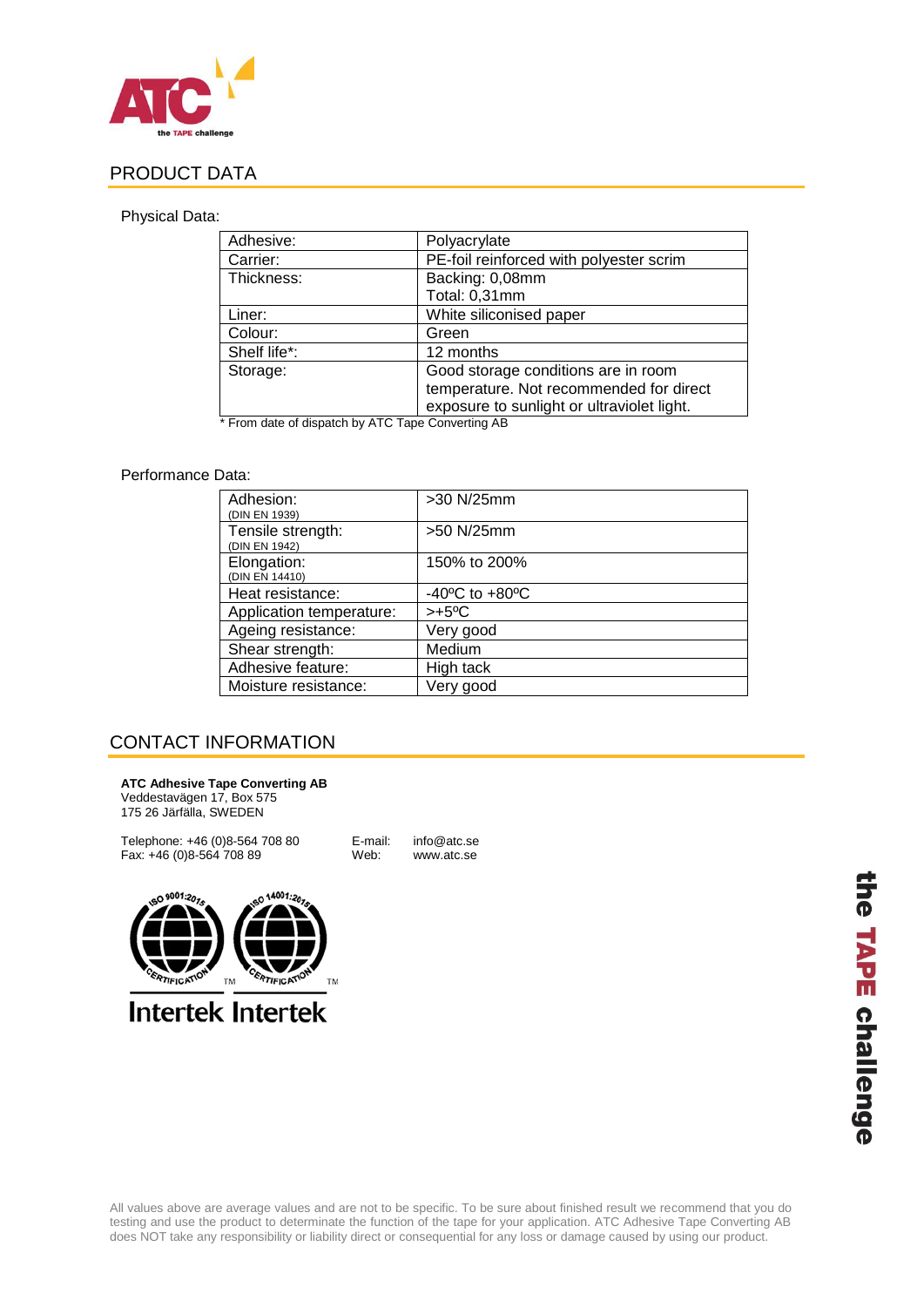## PRODUCT DATA

Physical Data:

| | |
|---|---|
| Adhesive: | Polyacrylate |
| Carrier: | PE-foil reinforced with polyester scrim |
| Thickness: | Backing: 0,08mm<br>Total: 0,31mm |
| Liner: | White siliconised paper |
| Colour: | Green |
| Shelf life*: | 12 months |
| Storage: | Good storage conditions are in room temperature. Not recommended for direct exposure to sunlight or ultraviolet light. |

* From date of dispatch by ATC Tape Converting AB

Performance Data:

| | |
|---|---|
| Adhesion: (DIN EN 1939) | >30 N/25mm |
| Tensile strength: (DIN EN 1942) | >50 N/25mm |
| Elongation: (DIN EN 14410) | 150% to 200% |
| Heat resistance: | -40ºC to +80ºC |
| Application temperature: | >+5ºC |
| Ageing resistance: | Very good |
| Shear strength: | Medium |
| Adhesive feature: | High tack |
| Moisture resistance: | Very good |

## CONTACT INFORMATION

**ATC Adhesive Tape Converting AB**
Veddestavägen 17, Box 575
175 26 Järfälla, SWEDEN

Telephone: +46 (0)8-564 708 80
Fax: +46 (0)8-564 708 89

E-mail: info@atc.se
Web: www.atc.se

All values above are average values and are not to be specific. To be sure about finished result we recommend that you do testing and use the product to determinate the function of the tape for your application. ATC Adhesive Tape Converting AB does NOT take any responsibility or liability direct or consequential for any loss or damage caused by using our product.